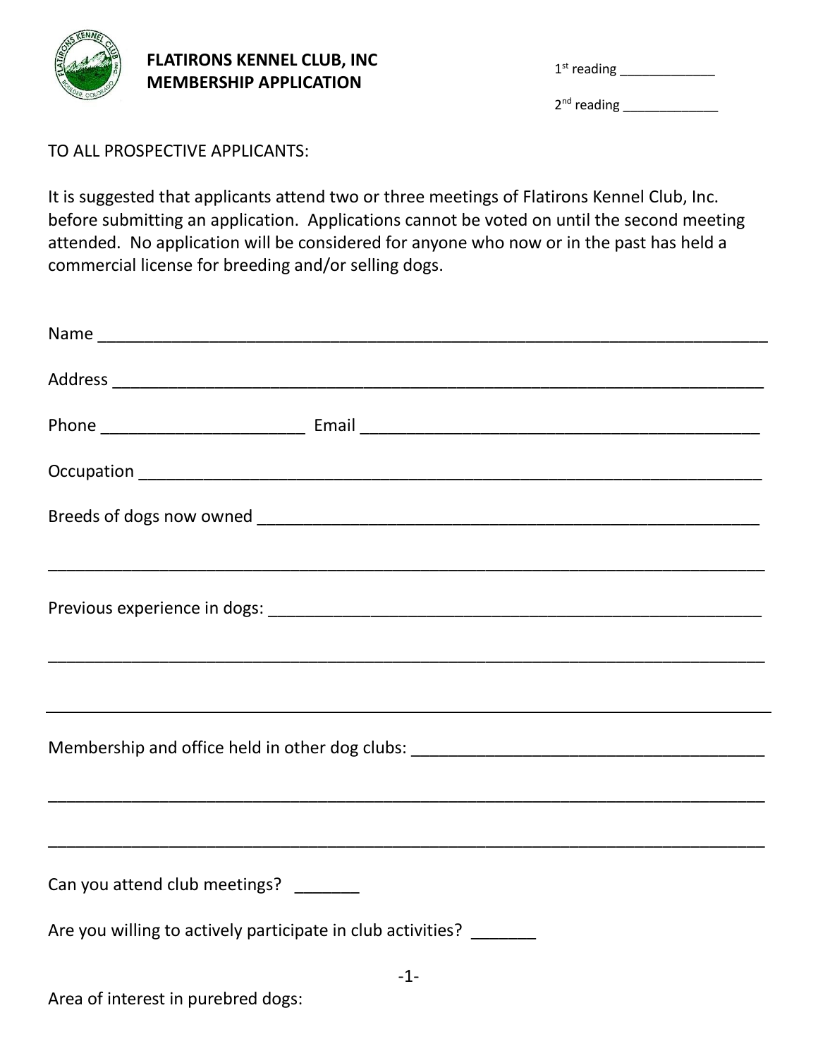# FLATIRONS KENNEL CLUB, INC
## MEMBERSHIP APPLICATION

1st reading _____________

2nd reading _____________

TO ALL PROSPECTIVE APPLICANTS:

It is suggested that applicants attend two or three meetings of Flatirons Kennel Club, Inc. before submitting an application. Applications cannot be voted on until the second meeting attended. No application will be considered for anyone who now or in the past has held a commercial license for breeding and/or selling dogs.

Name ___________________________________________________________________________

Address _________________________________________________________________________

Phone ______________________ Email ____________________________________________

Occupation _______________________________________________________________________

Breeds of dogs now owned __________________________________________________________

_________________________________________________________________________________

Previous experience in dogs: ________________________________________________________

_________________________________________________________________________________

_________________________________________________________________________________

Membership and office held in other dog clubs: ________________________________________

_________________________________________________________________________________

_________________________________________________________________________________

Can you attend club meetings? _______

Are you willing to actively participate in club activities? _______

Area of interest in purebred dogs: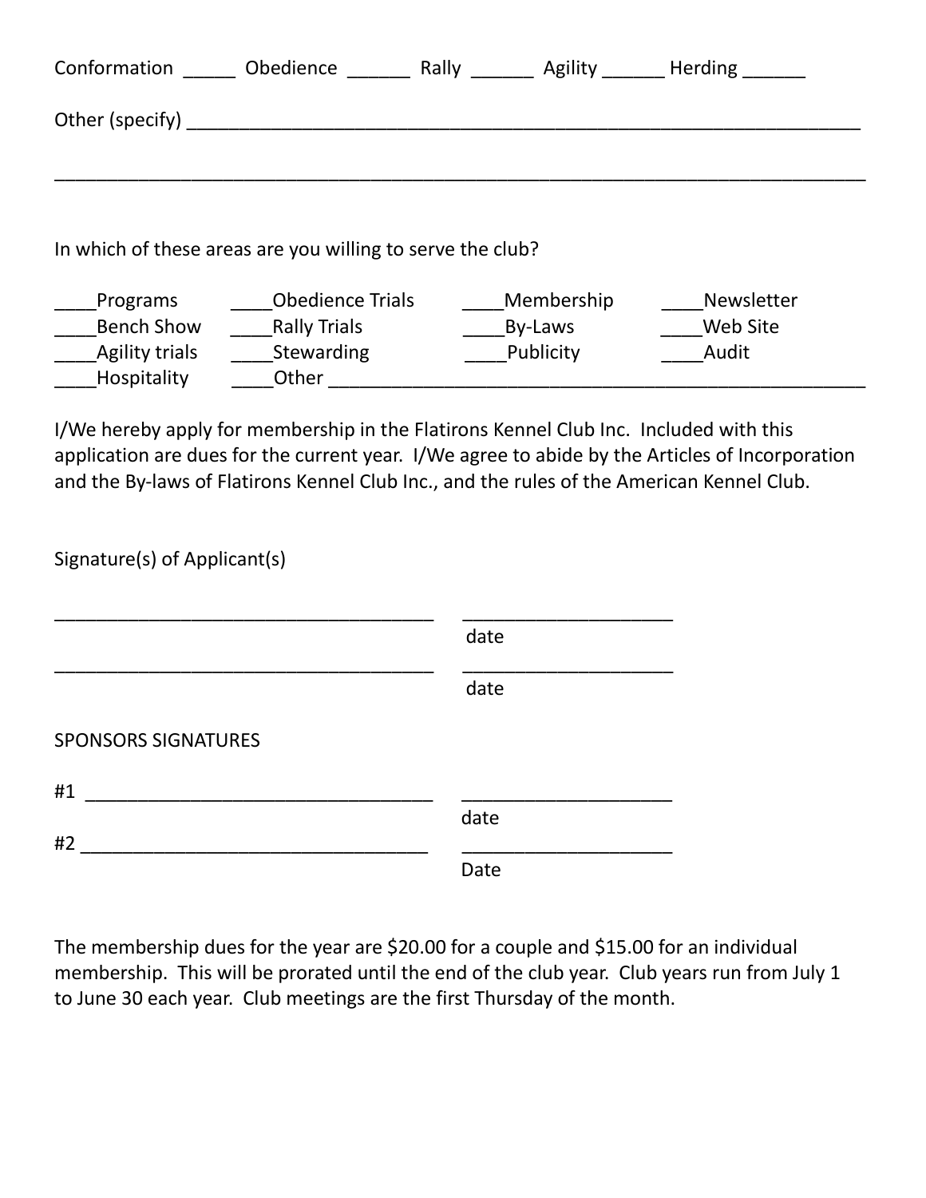Conformation _____ Obedience ______ Rally ______ Agility ______ Herding ______

Other (specify) ____________________________________________________________________

_____________________________________________________________________________

In which of these areas are you willing to serve the club?

| | | | |
|---|---|---|---|
| ____Programs | ____Obedience Trials | ____Membership | ____Newsletter |
| ____Bench Show | ____Rally Trials | ____By-Laws | ____Web Site |
| ____Agility trials | ____Stewarding | ____Publicity | ____Audit |
| ____Hospitality | ____Other ____________________ | | |

I/We hereby apply for membership in the Flatirons Kennel Club Inc. Included with this application are dues for the current year. I/We agree to abide by the Articles of Incorporation and the By-laws of Flatirons Kennel Club Inc., and the rules of the American Kennel Club.

Signature(s) of Applicant(s)

_____________________________________ ____________________
date

_____________________________________ ____________________
date

SPONSORS SIGNATURES

#1 __________________________________ ____________________
date

#2 __________________________________ ____________________
Date

The membership dues for the year are $20.00 for a couple and $15.00 for an individual membership. This will be prorated until the end of the club year. Club years run from July 1 to June 30 each year. Club meetings are the first Thursday of the month.